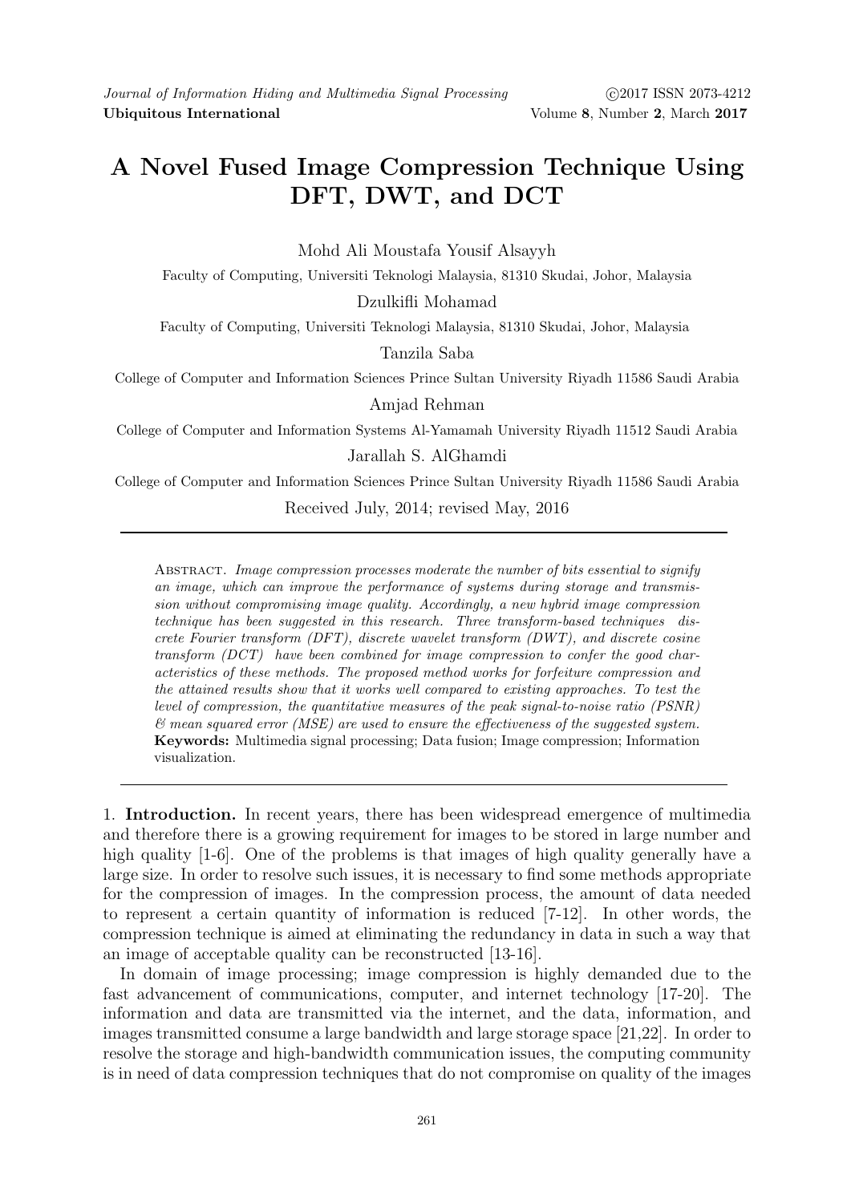Journal of Information Hiding and Multimedia Signal Processing ©2017 ISSN 2073-4212
Ubiquitous International Volume 8, Number 2, March 2017

# A Novel Fused Image Compression Technique Using DFT, DWT, and DCT

Mohd Ali Moustafa Yousif Alsayyh

Faculty of Computing, Universiti Teknologi Malaysia, 81310 Skudai, Johor, Malaysia

Dzulkifli Mohamad

Faculty of Computing, Universiti Teknologi Malaysia, 81310 Skudai, Johor, Malaysia

Tanzila Saba

College of Computer and Information Sciences Prince Sultan University Riyadh 11586 Saudi Arabia

Amjad Rehman

College of Computer and Information Systems Al-Yamamah University Riyadh 11512 Saudi Arabia

Jarallah S. AlGhamdi

College of Computer and Information Sciences Prince Sultan University Riyadh 11586 Saudi Arabia

Received July, 2014; revised May, 2016

Abstract. *Image compression processes moderate the number of bits essential to signify an image, which can improve the performance of systems during storage and transmission without compromising image quality. Accordingly, a new hybrid image compression technique has been suggested in this research. Three transform-based techniques discrete Fourier transform (DFT), discrete wavelet transform (DWT), and discrete cosine transform (DCT) have been combined for image compression to confer the good characteristics of these methods. The proposed method works for forfeiture compression and the attained results show that it works well compared to existing approaches. To test the level of compression, the quantitative measures of the peak signal-to-noise ratio (PSNR) & mean squared error (MSE) are used to ensure the effectiveness of the suggested system.*

**Keywords:** Multimedia signal processing; Data fusion; Image compression; Information visualization.

1. **Introduction.** In recent years, there has been widespread emergence of multimedia and therefore there is a growing requirement for images to be stored in large number and high quality [1-6]. One of the problems is that images of high quality generally have a large size. In order to resolve such issues, it is necessary to find some methods appropriate for the compression of images. In the compression process, the amount of data needed to represent a certain quantity of information is reduced [7-12]. In other words, the compression technique is aimed at eliminating the redundancy in data in such a way that an image of acceptable quality can be reconstructed [13-16].

In domain of image processing; image compression is highly demanded due to the fast advancement of communications, computer, and internet technology [17-20]. The information and data are transmitted via the internet, and the data, information, and images transmitted consume a large bandwidth and large storage space [21,22]. In order to resolve the storage and high-bandwidth communication issues, the computing community is in need of data compression techniques that do not compromise on quality of the images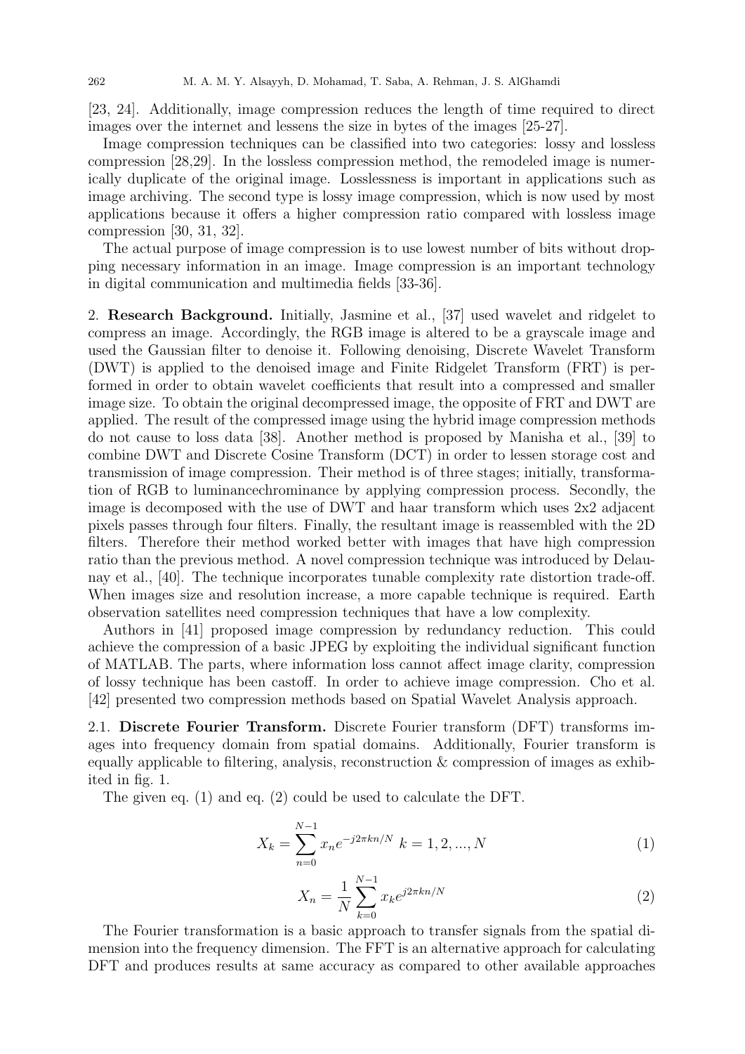[23, 24]. Additionally, image compression reduces the length of time required to direct images over the internet and lessens the size in bytes of the images [25-27].

Image compression techniques can be classified into two categories: lossy and lossless compression [28,29]. In the lossless compression method, the remodeled image is numerically duplicate of the original image. Losslessness is important in applications such as image archiving. The second type is lossy image compression, which is now used by most applications because it offers a higher compression ratio compared with lossless image compression [30, 31, 32].

The actual purpose of image compression is to use lowest number of bits without dropping necessary information in an image. Image compression is an important technology in digital communication and multimedia fields [33-36].

## 2. Research Background.

Initially, Jasmine et al., [37] used wavelet and ridgelet to compress an image. Accordingly, the RGB image is altered to be a grayscale image and used the Gaussian filter to denoise it. Following denoising, Discrete Wavelet Transform (DWT) is applied to the denoised image and Finite Ridgelet Transform (FRT) is performed in order to obtain wavelet coefficients that result into a compressed and smaller image size. To obtain the original decompressed image, the opposite of FRT and DWT are applied. The result of the compressed image using the hybrid image compression methods do not cause to loss data [38]. Another method is proposed by Manisha et al., [39] to combine DWT and Discrete Cosine Transform (DCT) in order to lessen storage cost and transmission of image compression. Their method is of three stages; initially, transformation of RGB to luminancechrominance by applying compression process. Secondly, the image is decomposed with the use of DWT and haar transform which uses 2x2 adjacent pixels passes through four filters. Finally, the resultant image is reassembled with the 2D filters. Therefore their method worked better with images that have high compression ratio than the previous method. A novel compression technique was introduced by Delaunay et al., [40]. The technique incorporates tunable complexity rate distortion trade-off. When images size and resolution increase, a more capable technique is required. Earth observation satellites need compression techniques that have a low complexity.

Authors in [41] proposed image compression by redundancy reduction. This could achieve the compression of a basic JPEG by exploiting the individual significant function of MATLAB. The parts, where information loss cannot affect image clarity, compression of lossy technique has been castoff. In order to achieve image compression. Cho et al. [42] presented two compression methods based on Spatial Wavelet Analysis approach.

### 2.1. Discrete Fourier Transform.

Discrete Fourier transform (DFT) transforms images into frequency domain from spatial domains. Additionally, Fourier transform is equally applicable to filtering, analysis, reconstruction & compression of images as exhibited in fig. 1.

The given eq. (1) and eq. (2) could be used to calculate the DFT.

$$X_k = \sum_{n=0}^{N-1} x_n e^{-j2\pi kn/N} \quad k = 1, 2, ..., N \tag{1}$$

$$X_n = \frac{1}{N} \sum_{k=0}^{N-1} x_k e^{j2\pi kn/N} \tag{2}$$

The Fourier transformation is a basic approach to transfer signals from the spatial dimension into the frequency dimension. The FFT is an alternative approach for calculating DFT and produces results at same accuracy as compared to other available approaches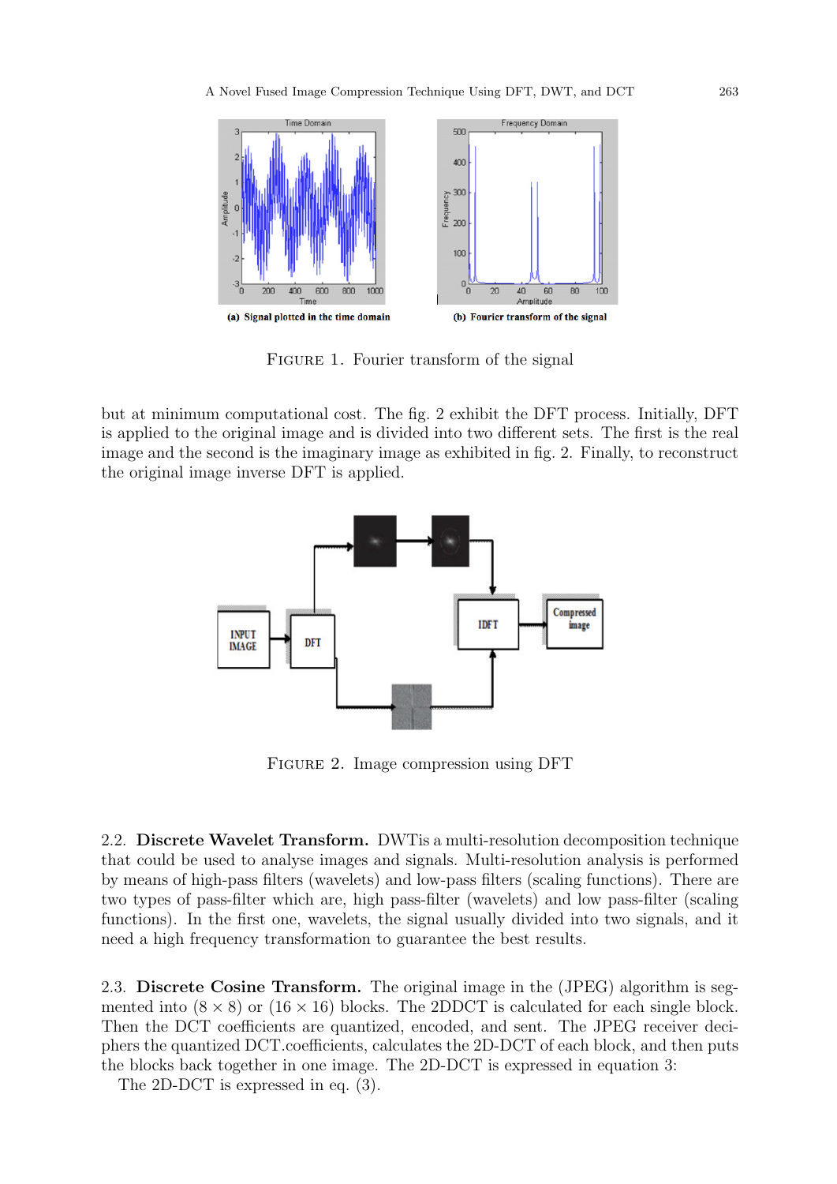(a) Signal plotted in the time domain

(b) Fourier transform of the signal

FIGURE 1. Fourier transform of the signal

but at minimum computational cost. The fig. 2 exhibit the DFT process. Initially, DFT is applied to the original image and is divided into two different sets. The first is the real image and the second is the imaginary image as exhibited in fig. 2. Finally, to reconstruct the original image inverse DFT is applied.

FIGURE 2. Image compression using DFT

2.2. **Discrete Wavelet Transform.** DWTis a multi-resolution decomposition technique that could be used to analyse images and signals. Multi-resolution analysis is performed by means of high-pass filters (wavelets) and low-pass filters (scaling functions). There are two types of pass-filter which are, high pass-filter (wavelets) and low pass-filter (scaling functions). In the first one, wavelets, the signal usually divided into two signals, and it need a high frequency transformation to guarantee the best results.

2.3. **Discrete Cosine Transform.** The original image in the (JPEG) algorithm is segmented into $(8 \times 8)$ or $(16 \times 16)$ blocks. The 2DDCT is calculated for each single block. Then the DCT coefficients are quantized, encoded, and sent. The JPEG receiver deciphers the quantized DCT.coefficients, calculates the 2D-DCT of each block, and then puts the blocks back together in one image. The 2D-DCT is expressed in equation 3:

The 2D-DCT is expressed in eq. (3).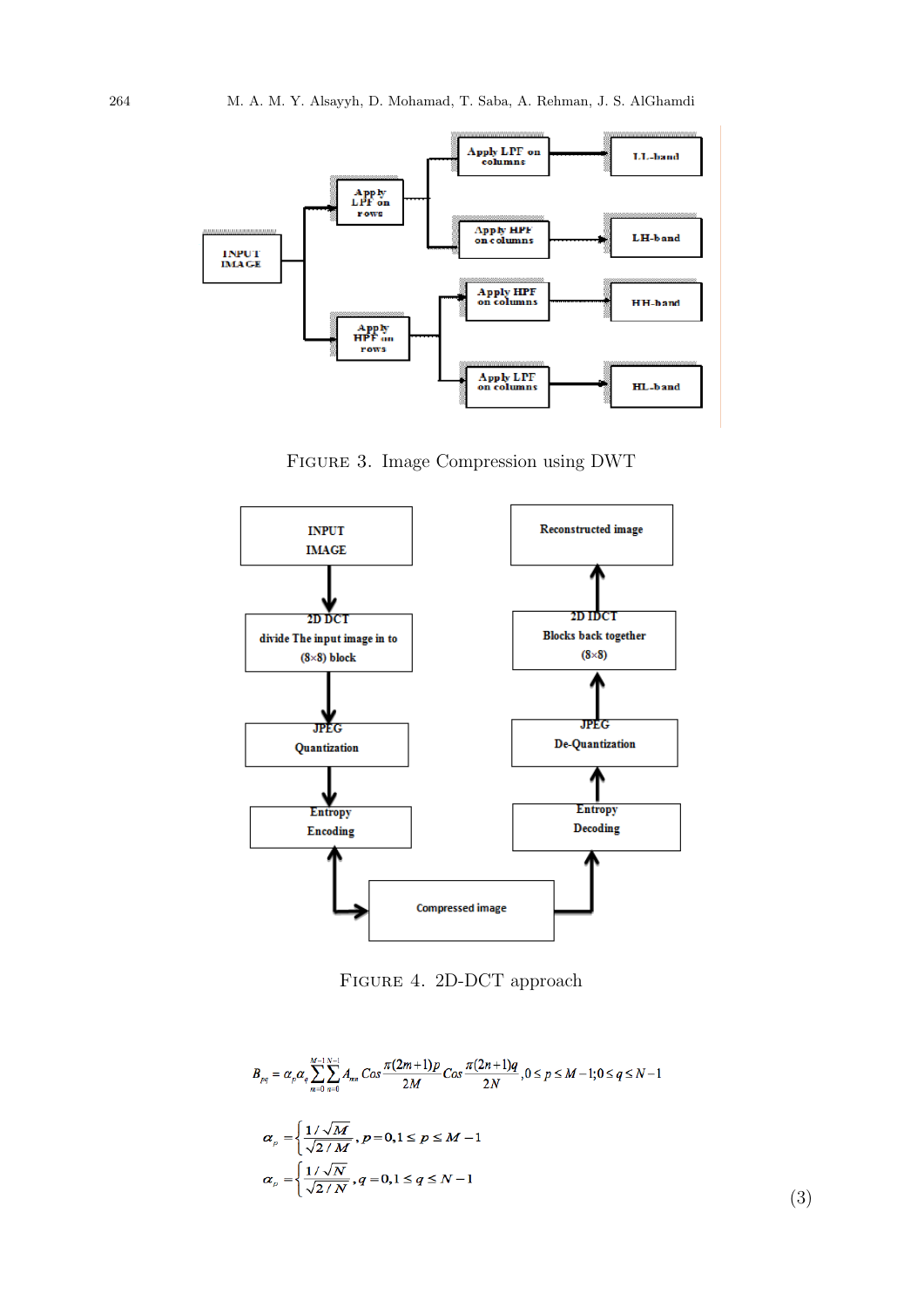FIGURE 3. Image Compression using DWT

FIGURE 4. 2D-DCT approach

$$B_{pq} = \alpha_p \alpha_q \sum_{m=0}^{M-1} \sum_{n=0}^{N-1} A_{mn} \, Cos \frac{\pi(2m+1)p}{2M} Cos \frac{\pi(2n+1)q}{2N}, 0 \le p \le M-1; 0 \le q \le N-1$$

$$\alpha_p = \begin{cases} 1/\sqrt{M} \\ \sqrt{2/M} \end{cases}, p = 0, 1 \le p \le M-1$$

$$\alpha_p = \begin{cases} 1/\sqrt{N} \\ \sqrt{2/N} \end{cases}, q = 0, 1 \le q \le N-1 \tag{3}$$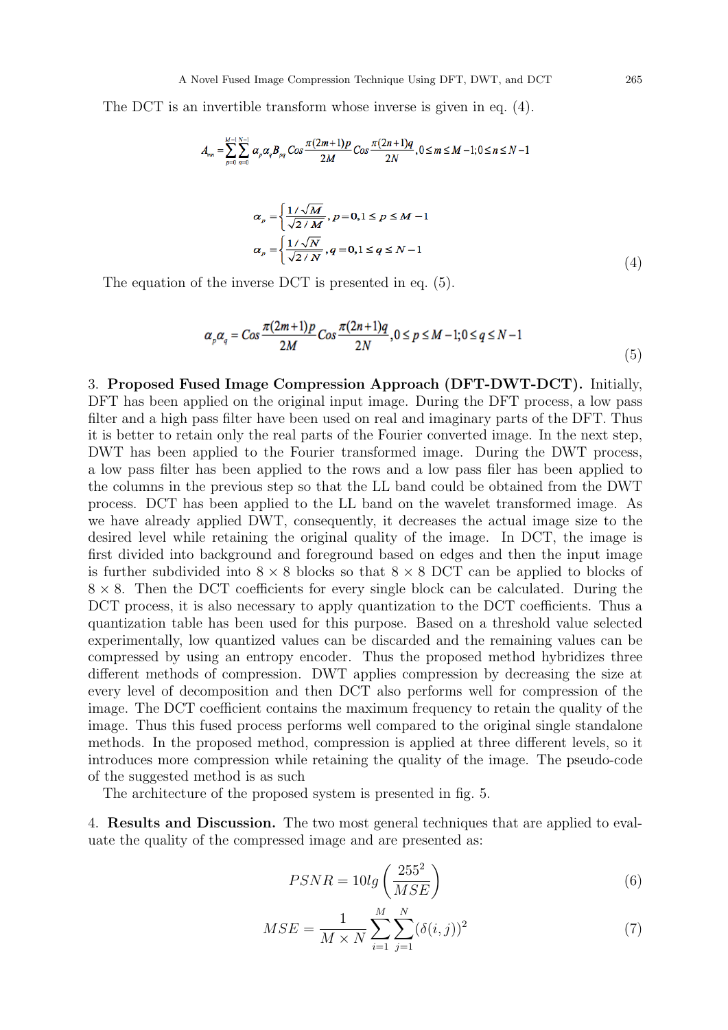The DCT is an invertible transform whose inverse is given in eq. (4).

$$A_{mn} = \sum_{p=0}^{M-1}\sum_{n=0}^{N-1} \alpha_p \alpha_q B_{pq} \, Cos\frac{\pi(2m+1)p}{2M} Cos\frac{\pi(2n+1)q}{2N}, 0 \le m \le M-1; 0 \le n \le N-1$$

$$\alpha_p = \begin{cases} \frac{1/\sqrt{M}}{\sqrt{2/M}}, p = 0, 1 \le p \le M-1 \end{cases}$$

$$\alpha_p = \begin{cases} \frac{1/\sqrt{N}}{\sqrt{2/N}}, q = 0, 1 \le q \le N-1 \end{cases} \tag{4}$$

The equation of the inverse DCT is presented in eq. (5).

$$\alpha_p \alpha_q = Cos\frac{\pi(2m+1)p}{2M} Cos\frac{\pi(2n+1)q}{2N}, 0 \le p \le M-1; 0 \le q \le N-1 \tag{5}$$

3. **Proposed Fused Image Compression Approach (DFT-DWT-DCT).** Initially, DFT has been applied on the original input image. During the DFT process, a low pass filter and a high pass filter have been used on real and imaginary parts of the DFT. Thus it is better to retain only the real parts of the Fourier converted image. In the next step, DWT has been applied to the Fourier transformed image. During the DWT process, a low pass filter has been applied to the rows and a low pass filer has been applied to the columns in the previous step so that the LL band could be obtained from the DWT process. DCT has been applied to the LL band on the wavelet transformed image. As we have already applied DWT, consequently, it decreases the actual image size to the desired level while retaining the original quality of the image. In DCT, the image is first divided into background and foreground based on edges and then the input image is further subdivided into 8 × 8 blocks so that 8 × 8 DCT can be applied to blocks of 8 × 8. Then the DCT coefficients for every single block can be calculated. During the DCT process, it is also necessary to apply quantization to the DCT coefficients. Thus a quantization table has been used for this purpose. Based on a threshold value selected experimentally, low quantized values can be discarded and the remaining values can be compressed by using an entropy encoder. Thus the proposed method hybridizes three different methods of compression. DWT applies compression by decreasing the size at every level of decomposition and then DCT also performs well for compression of the image. The DCT coefficient contains the maximum frequency to retain the quality of the image. Thus this fused process performs well compared to the original single standalone methods. In the proposed method, compression is applied at three different levels, so it introduces more compression while retaining the quality of the image. The pseudo-code of the suggested method is as such

The architecture of the proposed system is presented in fig. 5.

4. **Results and Discussion.** The two most general techniques that are applied to evaluate the quality of the compressed image and are presented as:

$$PSNR = 10lg\left(\frac{255^2}{MSE}\right) \tag{6}$$

$$MSE = \frac{1}{M \times N}\sum_{i=1}^{M}\sum_{j=1}^{N}(\delta(i,j))^2 \tag{7}$$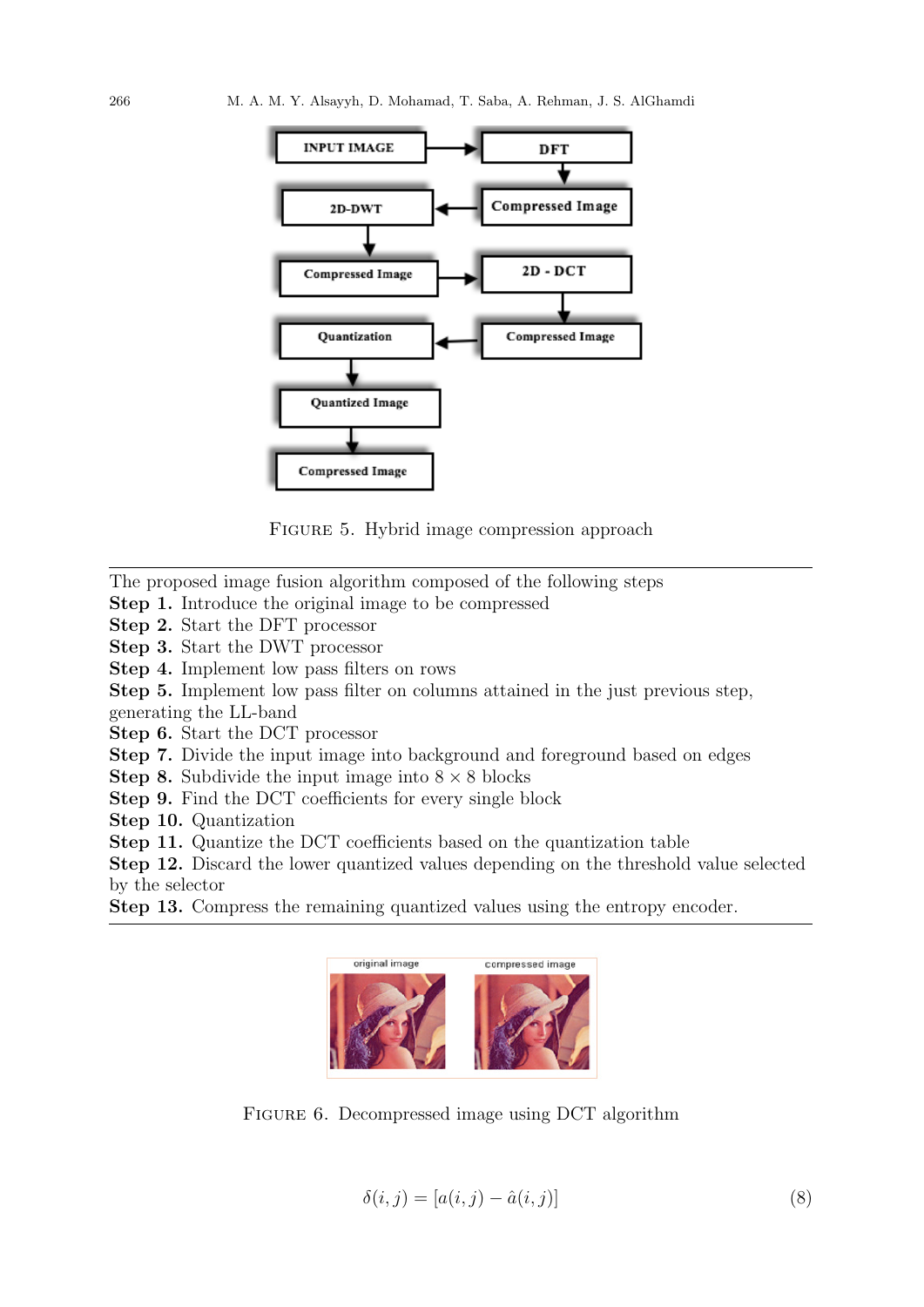FIGURE 5. Hybrid image compression approach

---

The proposed image fusion algorithm composed of the following steps
**Step 1.** Introduce the original image to be compressed
**Step 2.** Start the DFT processor
**Step 3.** Start the DWT processor
**Step 4.** Implement low pass filters on rows
**Step 5.** Implement low pass filter on columns attained in the just previous step, generating the LL-band
**Step 6.** Start the DCT processor
**Step 7.** Divide the input image into background and foreground based on edges
**Step 8.** Subdivide the input image into $8 \times 8$ blocks
**Step 9.** Find the DCT coefficients for every single block
**Step 10.** Quantization
**Step 11.** Quantize the DCT coefficients based on the quantization table
**Step 12.** Discard the lower quantized values depending on the threshold value selected by the selector
**Step 13.** Compress the remaining quantized values using the entropy encoder.

---

FIGURE 6. Decompressed image using DCT algorithm

$$\delta(i, j) = [a(i, j) - \hat{a}(i, j)] \tag{8}$$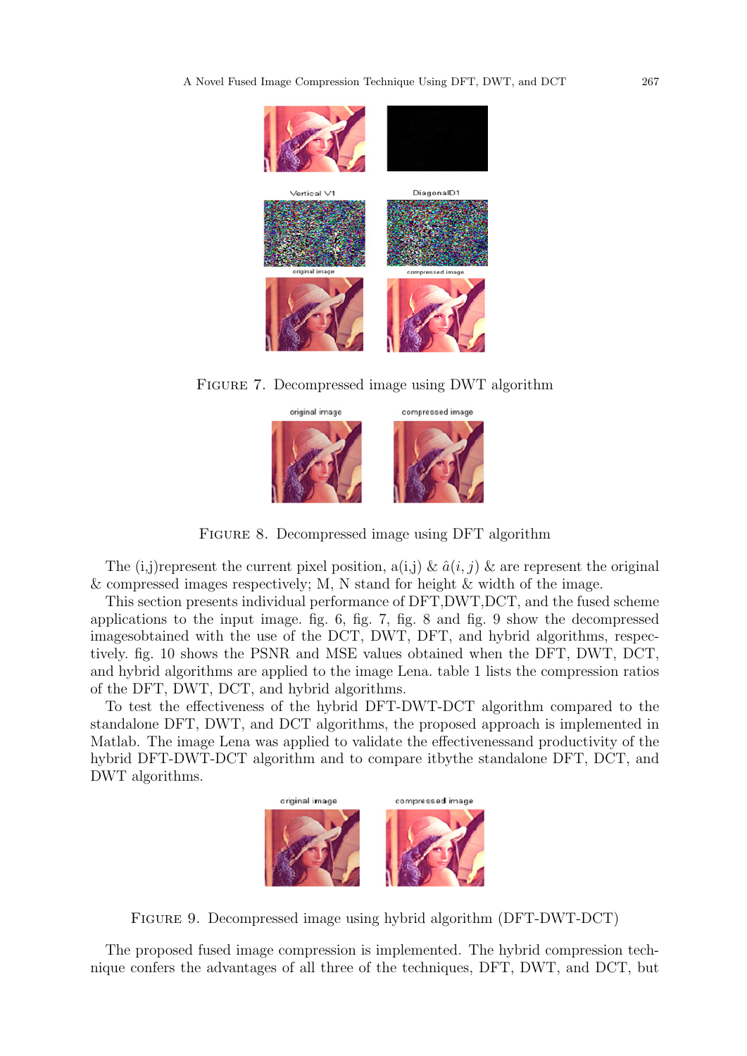FIGURE 7. Decompressed image using DWT algorithm

FIGURE 8. Decompressed image using DFT algorithm

The (i,j)represent the current pixel position, a(i,j) & $\hat{a}(i,j)$ & are represent the original & compressed images respectively; M, N stand for height & width of the image.

This section presents individual performance of DFT,DWT,DCT, and the fused scheme applications to the input image. fig. 6, fig. 7, fig. 8 and fig. 9 show the decompressed imagesobtained with the use of the DCT, DWT, DFT, and hybrid algorithms, respectively. fig. 10 shows the PSNR and MSE values obtained when the DFT, DWT, DCT, and hybrid algorithms are applied to the image Lena. table 1 lists the compression ratios of the DFT, DWT, DCT, and hybrid algorithms.

To test the effectiveness of the hybrid DFT-DWT-DCT algorithm compared to the standalone DFT, DWT, and DCT algorithms, the proposed approach is implemented in Matlab. The image Lena was applied to validate the effectivenessand productivity of the hybrid DFT-DWT-DCT algorithm and to compare itbythe standalone DFT, DCT, and DWT algorithms.

FIGURE 9. Decompressed image using hybrid algorithm (DFT-DWT-DCT)

The proposed fused image compression is implemented. The hybrid compression technique confers the advantages of all three of the techniques, DFT, DWT, and DCT, but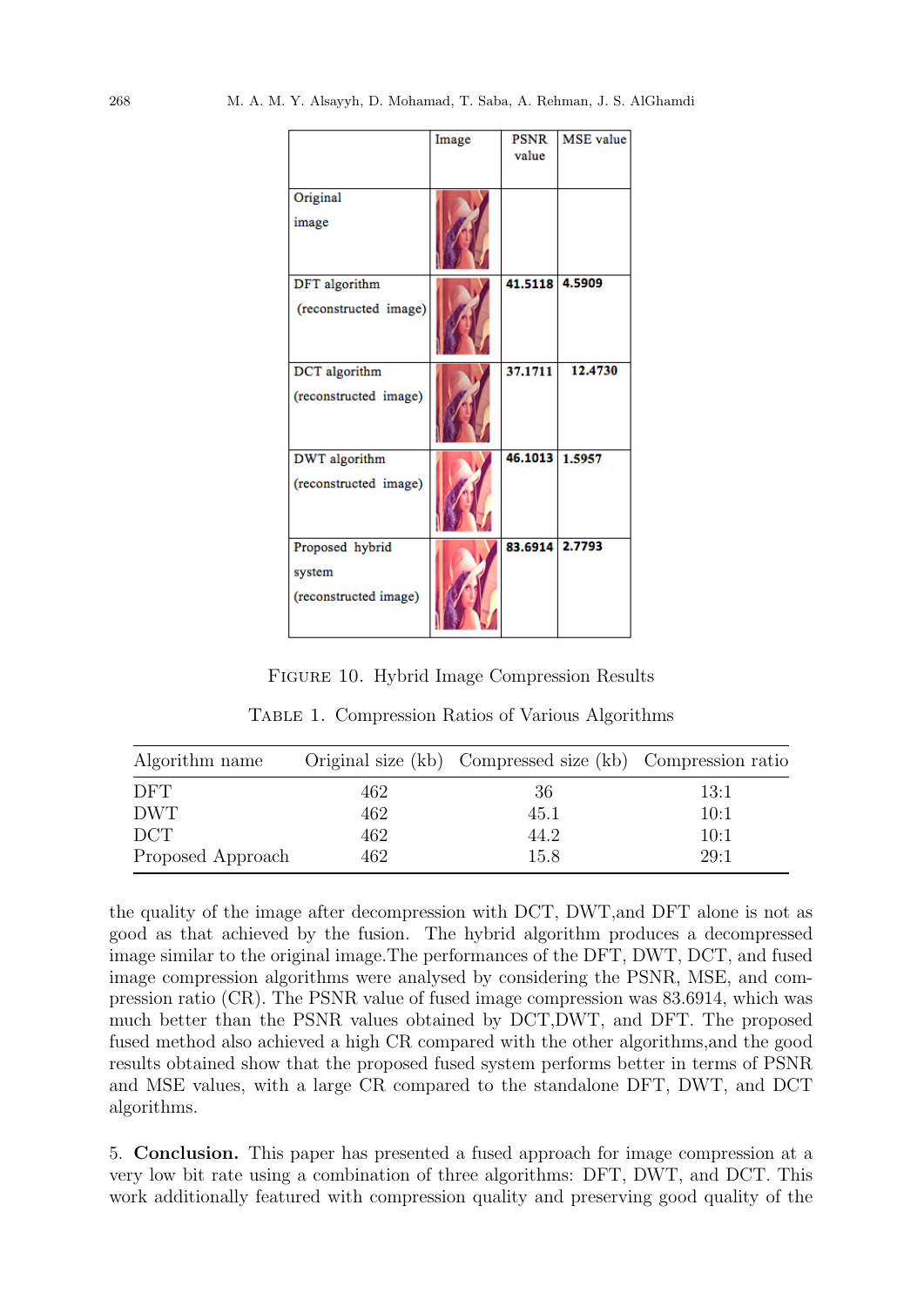| | Image | PSNR value | MSE value |
|---|---|---|---|
| Original image | | | |
| DFT algorithm (reconstructed image) | | **41.5118** | **4.5909** |
| DCT algorithm (reconstructed image) | | **37.1711** | **12.4730** |
| DWT algorithm (reconstructed image) | | **46.1013** | **1.5957** |
| Proposed hybrid system (reconstructed image) | | **83.6914** | **2.7793** |

FIGURE 10. Hybrid Image Compression Results

TABLE 1. Compression Ratios of Various Algorithms

| Algorithm name | Original size (kb) | Compressed size (kb) | Compression ratio |
|---|---|---|---|
| DFT | 462 | 36 | 13:1 |
| DWT | 462 | 45.1 | 10:1 |
| DCT | 462 | 44.2 | 10:1 |
| Proposed Approach | 462 | 15.8 | 29:1 |

the quality of the image after decompression with DCT, DWT,and DFT alone is not as good as that achieved by the fusion. The hybrid algorithm produces a decompressed image similar to the original image.The performances of the DFT, DWT, DCT, and fused image compression algorithms were analysed by considering the PSNR, MSE, and compression ratio (CR). The PSNR value of fused image compression was 83.6914, which was much better than the PSNR values obtained by DCT,DWT, and DFT. The proposed fused method also achieved a high CR compared with the other algorithms,and the good results obtained show that the proposed fused system performs better in terms of PSNR and MSE values, with a large CR compared to the standalone DFT, DWT, and DCT algorithms.

5. **Conclusion.** This paper has presented a fused approach for image compression at a very low bit rate using a combination of three algorithms: DFT, DWT, and DCT. This work additionally featured with compression quality and preserving good quality of the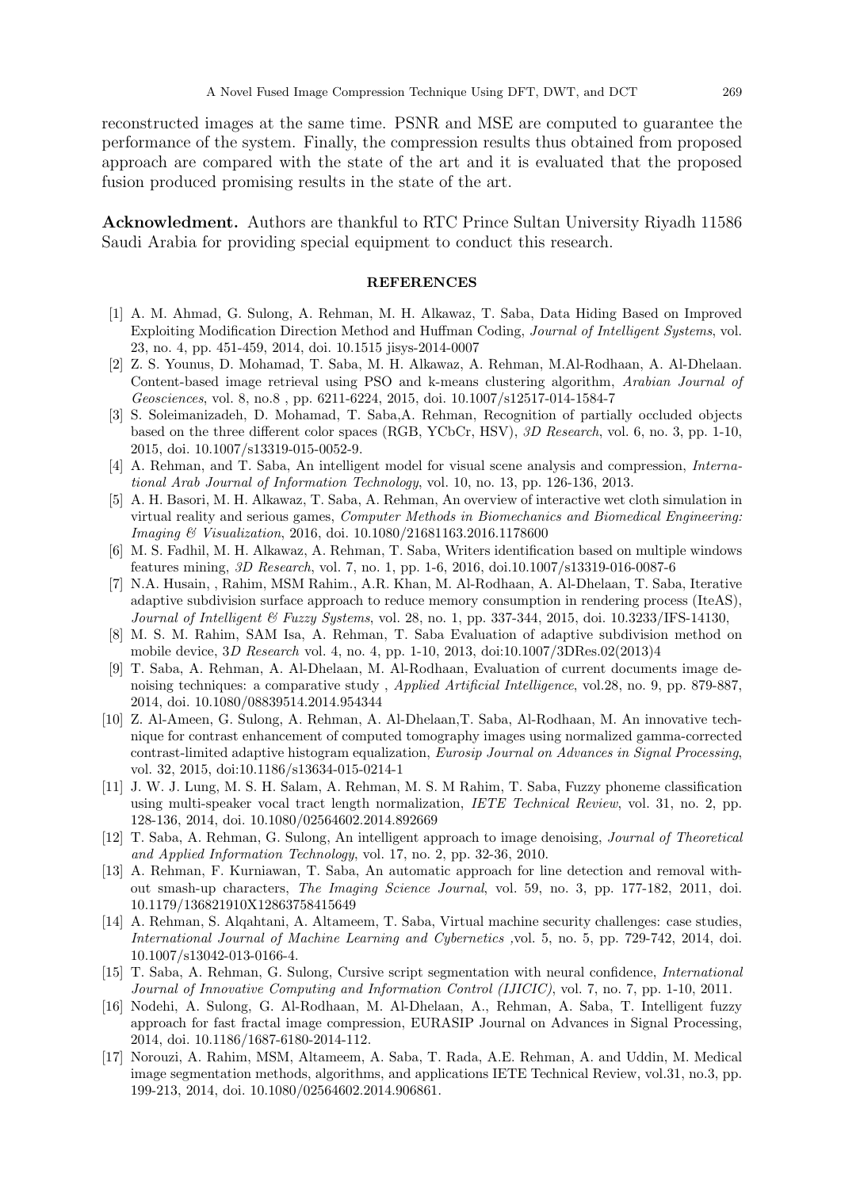reconstructed images at the same time. PSNR and MSE are computed to guarantee the performance of the system. Finally, the compression results thus obtained from proposed approach are compared with the state of the art and it is evaluated that the proposed fusion produced promising results in the state of the art.

**Acknowledment.** Authors are thankful to RTC Prince Sultan University Riyadh 11586 Saudi Arabia for providing special equipment to conduct this research.

## REFERENCES

[1] A. M. Ahmad, G. Sulong, A. Rehman, M. H. Alkawaz, T. Saba, Data Hiding Based on Improved Exploiting Modification Direction Method and Huffman Coding, *Journal of Intelligent Systems*, vol. 23, no. 4, pp. 451-459, 2014, doi. 10.1515 jisys-2014-0007

[2] Z. S. Younus, D. Mohamad, T. Saba, M. H. Alkawaz, A. Rehman, M.Al-Rodhaan, A. Al-Dhelaan. Content-based image retrieval using PSO and k-means clustering algorithm, *Arabian Journal of Geosciences*, vol. 8, no.8 , pp. 6211-6224, 2015, doi. 10.1007/s12517-014-1584-7

[3] S. Soleimanizadeh, D. Mohamad, T. Saba,A. Rehman, Recognition of partially occluded objects based on the three different color spaces (RGB, YCbCr, HSV), *3D Research*, vol. 6, no. 3, pp. 1-10, 2015, doi. 10.1007/s13319-015-0052-9.

[4] A. Rehman, and T. Saba, An intelligent model for visual scene analysis and compression, *International Arab Journal of Information Technology*, vol. 10, no. 13, pp. 126-136, 2013.

[5] A. H. Basori, M. H. Alkawaz, T. Saba, A. Rehman, An overview of interactive wet cloth simulation in virtual reality and serious games, *Computer Methods in Biomechanics and Biomedical Engineering: Imaging & Visualization*, 2016, doi. 10.1080/21681163.2016.1178600

[6] M. S. Fadhil, M. H. Alkawaz, A. Rehman, T. Saba, Writers identification based on multiple windows features mining, *3D Research*, vol. 7, no. 1, pp. 1-6, 2016, doi.10.1007/s13319-016-0087-6

[7] N.A. Husain, , Rahim, MSM Rahim., A.R. Khan, M. Al-Rodhaan, A. Al-Dhelaan, T. Saba, Iterative adaptive subdivision surface approach to reduce memory consumption in rendering process (IteAS), *Journal of Intelligent & Fuzzy Systems*, vol. 28, no. 1, pp. 337-344, 2015, doi. 10.3233/IFS-14130,

[8] M. S. M. Rahim, SAM Isa, A. Rehman, T. Saba Evaluation of adaptive subdivision method on mobile device, 3*D Research* vol. 4, no. 4, pp. 1-10, 2013, doi:10.1007/3DRes.02(2013)4

[9] T. Saba, A. Rehman, A. Al-Dhelaan, M. Al-Rodhaan, Evaluation of current documents image denoising techniques: a comparative study , *Applied Artificial Intelligence*, vol.28, no. 9, pp. 879-887, 2014, doi. 10.1080/08839514.2014.954344

[10] Z. Al-Ameen, G. Sulong, A. Rehman, A. Al-Dhelaan,T. Saba, Al-Rodhaan, M. An innovative technique for contrast enhancement of computed tomography images using normalized gamma-corrected contrast-limited adaptive histogram equalization, *Eurosip Journal on Advances in Signal Processing*, vol. 32, 2015, doi:10.1186/s13634-015-0214-1

[11] J. W. J. Lung, M. S. H. Salam, A. Rehman, M. S. M Rahim, T. Saba, Fuzzy phoneme classification using multi-speaker vocal tract length normalization, *IETE Technical Review*, vol. 31, no. 2, pp. 128-136, 2014, doi. 10.1080/02564602.2014.892669

[12] T. Saba, A. Rehman, G. Sulong, An intelligent approach to image denoising, *Journal of Theoretical and Applied Information Technology*, vol. 17, no. 2, pp. 32-36, 2010.

[13] A. Rehman, F. Kurniawan, T. Saba, An automatic approach for line detection and removal without smash-up characters, *The Imaging Science Journal*, vol. 59, no. 3, pp. 177-182, 2011, doi. 10.1179/136821910X12863758415649

[14] A. Rehman, S. Alqahtani, A. Altameem, T. Saba, Virtual machine security challenges: case studies, *International Journal of Machine Learning and Cybernetics* ,vol. 5, no. 5, pp. 729-742, 2014, doi. 10.1007/s13042-013-0166-4.

[15] T. Saba, A. Rehman, G. Sulong, Cursive script segmentation with neural confidence, *International Journal of Innovative Computing and Information Control (IJICIC)*, vol. 7, no. 7, pp. 1-10, 2011.

[16] Nodehi, A. Sulong, G. Al-Rodhaan, M. Al-Dhelaan, A., Rehman, A. Saba, T. Intelligent fuzzy approach for fast fractal image compression, EURASIP Journal on Advances in Signal Processing, 2014, doi. 10.1186/1687-6180-2014-112.

[17] Norouzi, A. Rahim, MSM, Altameem, A. Saba, T. Rada, A.E. Rehman, A. and Uddin, M. Medical image segmentation methods, algorithms, and applications IETE Technical Review, vol.31, no.3, pp. 199-213, 2014, doi. 10.1080/02564602.2014.906861.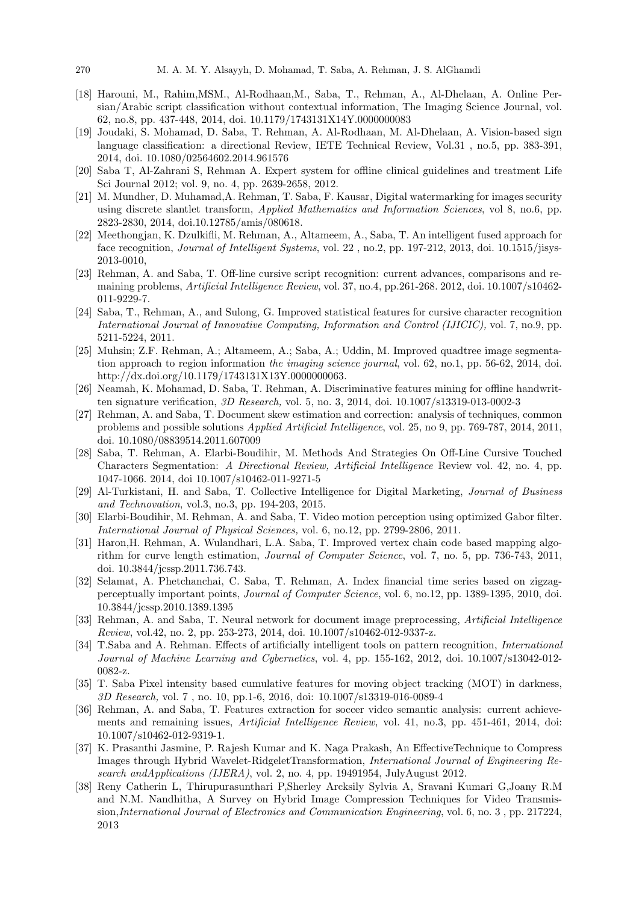[18] Harouni, M., Rahim,MSM., Al-Rodhaan,M., Saba, T., Rehman, A., Al-Dhelaan, A. Online Persian/Arabic script classification without contextual information, The Imaging Science Journal, vol. 62, no.8, pp. 437-448, 2014, doi. 10.1179/1743131X14Y.0000000083

[19] Joudaki, S. Mohamad, D. Saba, T. Rehman, A. Al-Rodhaan, M. Al-Dhelaan, A. Vision-based sign language classification: a directional Review, IETE Technical Review, Vol.31 , no.5, pp. 383-391, 2014, doi. 10.1080/02564602.2014.961576

[20] Saba T, Al-Zahrani S, Rehman A. Expert system for offline clinical guidelines and treatment Life Sci Journal 2012; vol. 9, no. 4, pp. 2639-2658, 2012.

[21] M. Mundher, D. Muhamad,A. Rehman, T. Saba, F. Kausar, Digital watermarking for images security using discrete slantlet transform, *Applied Mathematics and Information Sciences*, vol 8, no.6, pp. 2823-2830, 2014, doi.10.12785/amis/080618.

[22] Meethongjan, K. Dzulkifli, M. Rehman, A., Altameem, A., Saba, T. An intelligent fused approach for face recognition, *Journal of Intelligent Systems*, vol. 22 , no.2, pp. 197-212, 2013, doi. 10.1515/jisys-2013-0010,

[23] Rehman, A. and Saba, T. Off-line cursive script recognition: current advances, comparisons and remaining problems, *Artificial Intelligence Review*, vol. 37, no.4, pp.261-268. 2012, doi. 10.1007/s10462-011-9229-7.

[24] Saba, T., Rehman, A., and Sulong, G. Improved statistical features for cursive character recognition *International Journal of Innovative Computing, Information and Control (IJICIC),* vol. 7, no.9, pp. 5211-5224, 2011.

[25] Muhsin; Z.F. Rehman, A.; Altameem, A.; Saba, A.; Uddin, M. Improved quadtree image segmentation approach to region information *the imaging science journal*, vol. 62, no.1, pp. 56-62, 2014, doi. http://dx.doi.org/10.1179/1743131X13Y.0000000063.

[26] Neamah, K. Mohamad, D. Saba, T. Rehman, A. Discriminative features mining for offline handwritten signature verification, *3D Research,* vol. 5, no. 3, 2014, doi. 10.1007/s13319-013-0002-3

[27] Rehman, A. and Saba, T. Document skew estimation and correction: analysis of techniques, common problems and possible solutions *Applied Artificial Intelligence*, vol. 25, no 9, pp. 769-787, 2014, 2011, doi. 10.1080/08839514.2011.607009

[28] Saba, T. Rehman, A. Elarbi-Boudihir, M. Methods And Strategies On Off-Line Cursive Touched Characters Segmentation: *A Directional Review, Artificial Intelligence* Review vol. 42, no. 4, pp. 1047-1066. 2014, doi 10.1007/s10462-011-9271-5

[29] Al-Turkistani, H. and Saba, T. Collective Intelligence for Digital Marketing, *Journal of Business and Technovation*, vol.3, no.3, pp. 194-203, 2015.

[30] Elarbi-Boudihir, M. Rehman, A. and Saba, T. Video motion perception using optimized Gabor filter. *International Journal of Physical Sciences,* vol. 6, no.12, pp. 2799-2806, 2011.

[31] Haron,H. Rehman, A. Wulandhari, L.A. Saba, T. Improved vertex chain code based mapping algorithm for curve length estimation, *Journal of Computer Science*, vol. 7, no. 5, pp. 736-743, 2011, doi. 10.3844/jcssp.2011.736.743.

[32] Selamat, A. Phetchanchai, C. Saba, T. Rehman, A. Index financial time series based on zigzag-perceptually important points, *Journal of Computer Science*, vol. 6, no.12, pp. 1389-1395, 2010, doi. 10.3844/jcssp.2010.1389.1395

[33] Rehman, A. and Saba, T. Neural network for document image preprocessing, *Artificial Intelligence Review*, vol.42, no. 2, pp. 253-273, 2014, doi. 10.1007/s10462-012-9337-z.

[34] T.Saba and A. Rehman. Effects of artificially intelligent tools on pattern recognition, *International Journal of Machine Learning and Cybernetics*, vol. 4, pp. 155-162, 2012, doi. 10.1007/s13042-012-0082-z.

[35] T. Saba Pixel intensity based cumulative features for moving object tracking (MOT) in darkness, *3D Research,* vol. 7 , no. 10, pp.1-6, 2016, doi: 10.1007/s13319-016-0089-4

[36] Rehman, A. and Saba, T. Features extraction for soccer video semantic analysis: current achievements and remaining issues, *Artificial Intelligence Review*, vol. 41, no.3, pp. 451-461, 2014, doi: 10.1007/s10462-012-9319-1.

[37] K. Prasanthi Jasmine, P. Rajesh Kumar and K. Naga Prakash, An EffectiveTechnique to Compress Images through Hybrid Wavelet-RidgeletTransformation, *International Journal of Engineering Research andApplications (IJERA)*, vol. 2, no. 4, pp. 19491954, JulyAugust 2012.

[38] Reny Catherin L, Thirupurasunthari P,Sherley Arcksily Sylvia A, Sravani Kumari G,Joany R.M and N.M. Nandhitha, A Survey on Hybrid Image Compression Techniques for Video Transmission,*International Journal of Electronics and Communication Engineering*, vol. 6, no. 3 , pp. 217224, 2013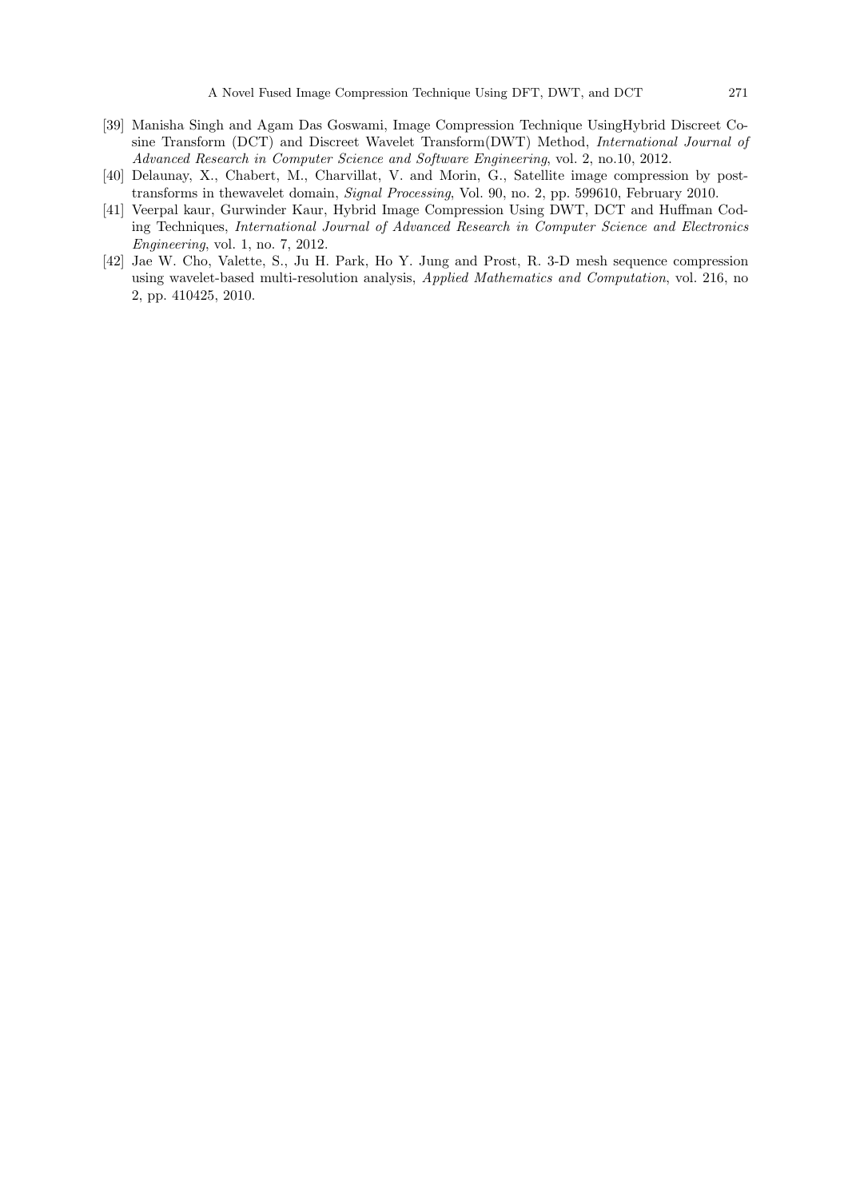[39] Manisha Singh and Agam Das Goswami, Image Compression Technique UsingHybrid Discreet Cosine Transform (DCT) and Discreet Wavelet Transform(DWT) Method, *International Journal of Advanced Research in Computer Science and Software Engineering*, vol. 2, no.10, 2012.

[40] Delaunay, X., Chabert, M., Charvillat, V. and Morin, G., Satellite image compression by post-transforms in thewavelet domain, *Signal Processing*, Vol. 90, no. 2, pp. 599610, February 2010.

[41] Veerpal kaur, Gurwinder Kaur, Hybrid Image Compression Using DWT, DCT and Huffman Coding Techniques, *International Journal of Advanced Research in Computer Science and Electronics Engineering*, vol. 1, no. 7, 2012.

[42] Jae W. Cho, Valette, S., Ju H. Park, Ho Y. Jung and Prost, R. 3-D mesh sequence compression using wavelet-based multi-resolution analysis, *Applied Mathematics and Computation*, vol. 216, no 2, pp. 410425, 2010.